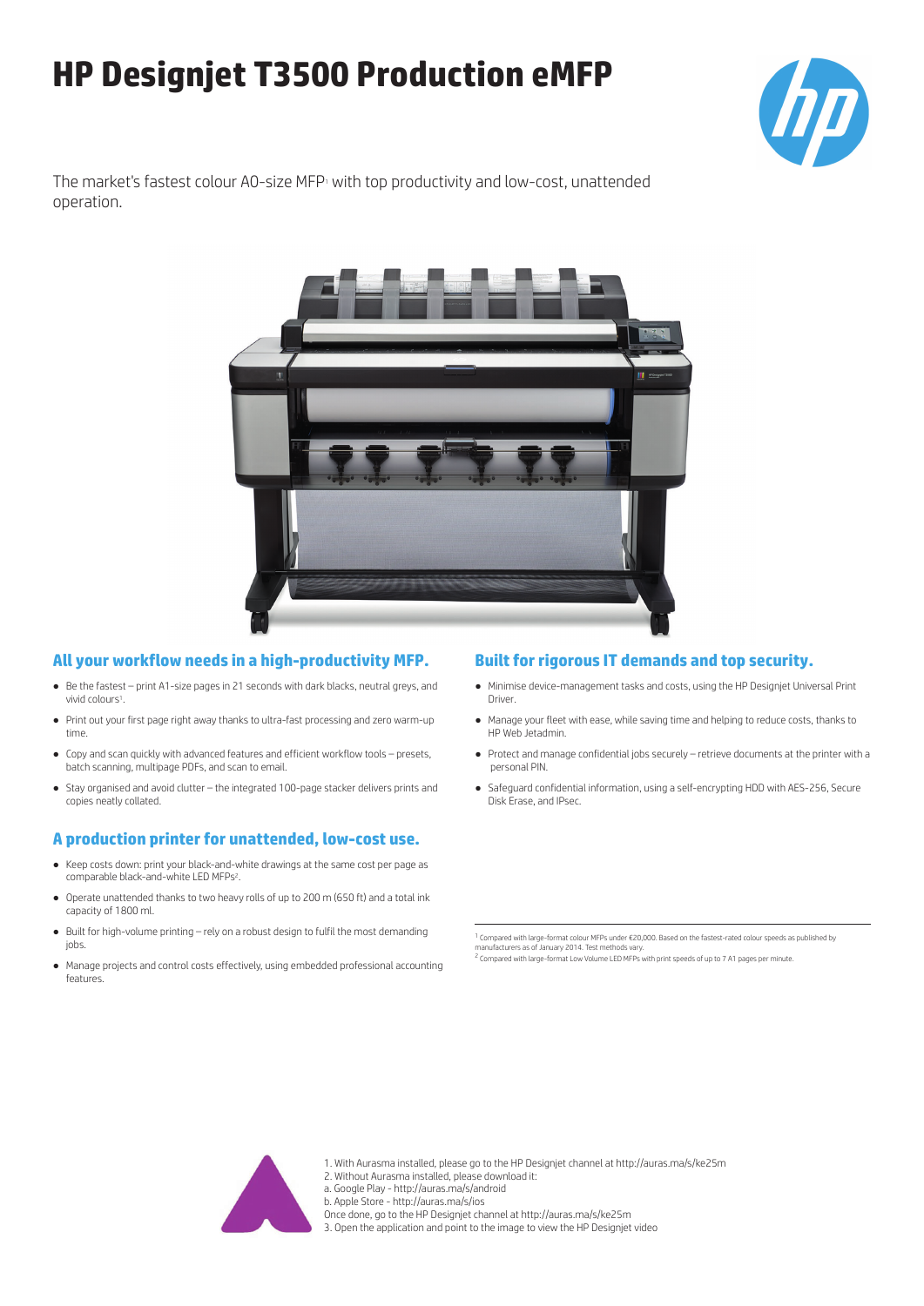# HP Designjet T3500 Production eMFP

The market's fastest colour A0-size MFP[1] with top productivity and low-cost, unattended operation.

## All your workflow needs in a high-productivity MFP.

- Be the fastest – print A1-size pages in 21 seconds with dark blacks, neutral greys, and vivid colours[1].
- Print out your first page right away thanks to ultra-fast processing and zero warm-up time.
- Copy and scan quickly with advanced features and efficient workflow tools – presets, batch scanning, multipage PDFs, and scan to email.
- Stay organised and avoid clutter – the integrated 100-page stacker delivers prints and copies neatly collated.

## A production printer for unattended, low-cost use.

- Keep costs down: print your black-and-white drawings at the same cost per page as comparable black-and-white LED MFPs[2].
- Operate unattended thanks to two heavy rolls of up to 200 m (650 ft) and a total ink capacity of 1800 ml.
- Built for high-volume printing – rely on a robust design to fulfil the most demanding jobs.
- Manage projects and control costs effectively, using embedded professional accounting features.

## Built for rigorous IT demands and top security.

- Minimise device-management tasks and costs, using the HP Designjet Universal Print Driver.
- Manage your fleet with ease, while saving time and helping to reduce costs, thanks to HP Web Jetadmin.
- Protect and manage confidential jobs securely – retrieve documents at the printer with a personal PIN.
- Safeguard confidential information, using a self-encrypting HDD with AES-256, Secure Disk Erase, and IPsec.

---

[1] Compared with large-format colour MFPs under €20,000. Based on the fastest-rated colour speeds as published by manufacturers as of January 2014. Test methods vary.
[2] Compared with large-format Low Volume LED MFPs with print speeds of up to 7 A1 pages per minute.

1. With Aurasma installed, please go to the HP Designjet channel at http://auras.ma/s/ke25m
2. Without Aurasma installed, please download it:
a. Google Play - http://auras.ma/s/android
b. Apple Store - http://auras.ma/s/ios
Once done, go to the HP Designjet channel at http://auras.ma/s/ke25m
3. Open the application and point to the image to view the HP Designjet video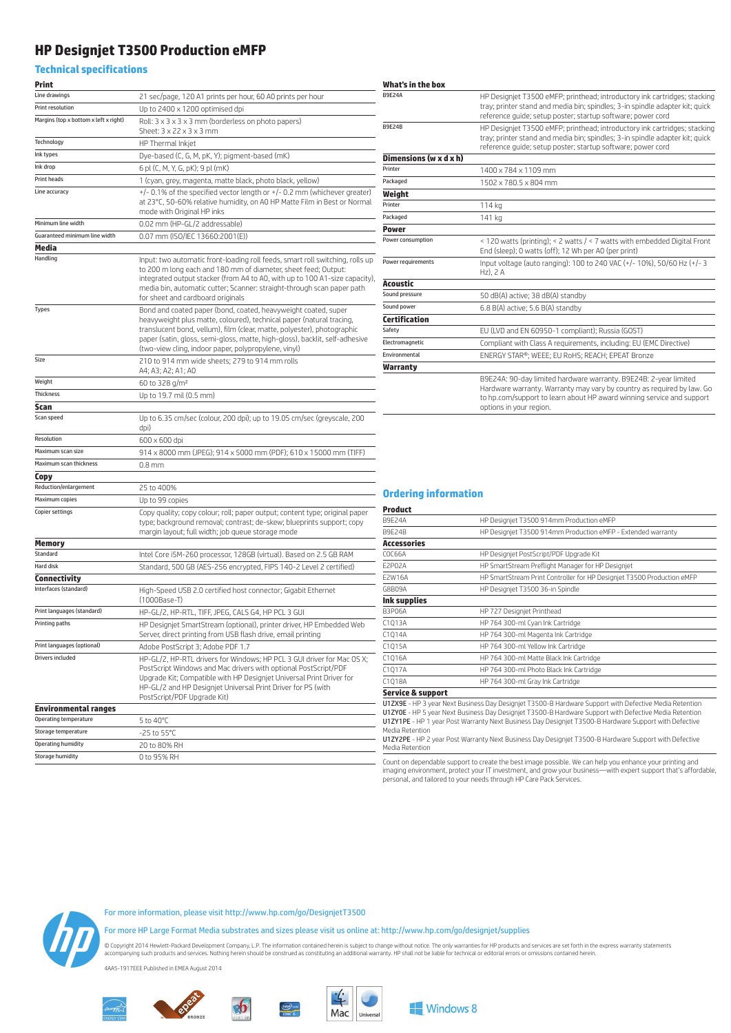# HP Designjet T3500 Production eMFP

## Technical specifications

### Print

| | |
|---|---|
| Line drawings | 21 sec/page, 120 A1 prints per hour, 60 A0 prints per hour |
| Print resolution | Up to 2400 x 1200 optimised dpi |
| Margins (top x bottom x left x right) | Roll: 3 x 3 x 3 x 3 mm (borderless on photo papers)<br>Sheet: 3 x 22 x 3 x 3 mm |
| Technology | HP Thermal Inkjet |
| Ink types | Dye-based (C, G, M, pK, Y); pigment-based (mK) |
| Ink drop | 6 pl (C, M, Y, G, pK); 9 pl (mK) |
| Print heads | 1 (cyan, grey, magenta, matte black, photo black, yellow) |
| Line accuracy | +/- 0.1% of the specified vector length or +/- 0.2 mm (whichever greater) at 23°C, 50-60% relative humidity, on A0 HP Matte Film in Best or Normal mode with Original HP inks |
| Minimum line width | 0.02 mm (HP-GL/2 addressable) |
| Guaranteed minimum line width | 0.07 mm (ISO/IEC 13660:2001(E)) |

### Media

| | |
|---|---|
| Handling | Input: two automatic front-loading roll feeds, smart roll switching, rolls up to 200 m long each and 180 mm of diameter, sheet feed; Output: integrated output stacker (from A4 to A0, with up to 100 A1-size capacity), media bin, automatic cutter; Scanner: straight-through scan paper path for sheet and cardboard originals |
| Types | Bond and coated paper (bond, coated, heavyweight coated, super heavyweight plus matte, coloured), technical paper (natural tracing, translucent bond, vellum), film (clear, matte, polyester), photographic paper (satin, gloss, semi-gloss, matte, high-gloss), backlit, self-adhesive (two-view cling, indoor paper, polypropylene, vinyl) |
| Size | 210 to 914 mm wide sheets; 279 to 914 mm rolls<br>A4; A3; A2; A1; A0 |
| Weight | 60 to 328 g/m² |
| Thickness | Up to 19.7 mil (0.5 mm) |

### Scan

| | |
|---|---|
| Scan speed | Up to 6.35 cm/sec (colour, 200 dpi); up to 19.05 cm/sec (greyscale, 200 dpi) |
| Resolution | 600 x 600 dpi |
| Maximum scan size | 914 x 8000 mm (JPEG); 914 x 5000 mm (PDF); 610 x 15000 mm (TIFF) |
| Maximum scan thickness | 0.8 mm |

### Copy

| | |
|---|---|
| Reduction/enlargement | 25 to 400% |
| Maximum copies | Up to 99 copies |
| Copier settings | Copy quality; copy colour; roll; paper output; content type; original paper type; background removal; contrast; de-skew; blueprints support; copy margin layout; full width; job queue storage mode |

### Memory

| | |
|---|---|
| Standard | Intel Core i5M-260 processor, 128GB (virtual). Based on 2.5 GB RAM |
| Hard disk | Standard, 500 GB (AES-256 encrypted, FIPS 140-2 Level 2 certified) |

### Connectivity

| | |
|---|---|
| Interfaces (standard) | High-Speed USB 2.0 certified host connector; Gigabit Ethernet (1000Base-T) |
| Print languages (standard) | HP-GL/2, HP-RTL, TIFF, JPEG, CALS G4, HP PCL 3 GUI |
| Printing paths | HP Designjet SmartStream (optional), printer driver, HP Embedded Web Server, direct printing from USB flash drive, email printing |
| Print languages (optional) | Adobe PostScript 3; Adobe PDF 1.7 |
| Drivers included | HP-GL/2, HP-RTL drivers for Windows; HP PCL 3 GUI driver for Mac OS X; PostScript Windows and Mac drivers with optional PostScript/PDF Upgrade Kit; Compatible with HP Designjet Universal Print Driver for HP-GL/2 and HP Designjet Universal Print Driver for PS (with PostScript/PDF Upgrade Kit) |

### Environmental ranges

| | |
|---|---|
| Operating temperature | 5 to 40°C |
| Storage temperature | -25 to 55°C |
| Operating humidity | 20 to 80% RH |
| Storage humidity | 0 to 95% RH |

### What's in the box

| | |
|---|---|
| B9E24A | HP Designjet T3500 eMFP; printhead; introductory ink cartridges; stacking tray; printer stand and media bin; spindles; 3-in spindle adapter kit; quick reference guide; setup poster; startup software; power cord |
| B9E24B | HP Designjet T3500 eMFP; printhead; introductory ink cartridges; stacking tray; printer stand and media bin; spindles; 3-in spindle adapter kit; quick reference guide; setup poster; startup software; power cord |

### Dimensions (w x d x h)

| | |
|---|---|
| Printer | 1400 x 784 x 1109 mm |
| Packaged | 1502 x 780.5 x 804 mm |

### Weight

| | |
|---|---|
| Printer | 114 kg |
| Packaged | 141 kg |

### Power

| | |
|---|---|
| Power consumption | < 120 watts (printing); < 2 watts / < 7 watts with embedded Digital Front End (sleep); 0 watts (off); 12 Wh per A0 (per print) |
| Power requirements | Input voltage (auto ranging): 100 to 240 VAC (+/- 10%), 50/60 Hz (+/- 3 Hz), 2 A |

### Acoustic

| | |
|---|---|
| Sound pressure | 50 dB(A) active; 38 dB(A) standby |
| Sound power | 6.8 B(A) active; 5.6 B(A) standby |

### Certification

| | |
|---|---|
| Safety | EU (LVD and EN 60950-1 compliant); Russia (GOST) |
| Electromagnetic | Compliant with Class A requirements, including: EU (EMC Directive) |
| Environmental | ENERGY STAR®; WEEE; EU RoHS; REACH; EPEAT Bronze |

### Warranty

B9E24A: 90-day limited hardware warranty. B9E24B: 2-year limited Hardware warranty. Warranty may vary by country as required by law. Go to hp.com/support to learn about HP award winning service and support options in your region.

## Ordering information

### Product

| | |
|---|---|
| B9E24A | HP Designjet T3500 914mm Production eMFP |
| B9E24B | HP Designjet T3500 914mm Production eMFP - Extended warranty |

### Accessories

| | |
|---|---|
| C0C66A | HP Designjet PostScript/PDF Upgrade Kit |
| E2P02A | HP SmartStream Preflight Manager for HP Designjet |
| E2W16A | HP SmartStream Print Controller for HP Designjet T3500 Production eMFP |
| G8B09A | HP Designjet T3500 36-in Spindle |

### Ink supplies

| | |
|---|---|
| B3P06A | HP 727 Designjet Printhead |
| C1Q13A | HP 764 300-ml Cyan Ink Cartridge |
| C1Q14A | HP 764 300-ml Magenta Ink Cartridge |
| C1Q15A | HP 764 300-ml Yellow Ink Cartridge |
| C1Q16A | HP 764 300-ml Matte Black Ink Cartridge |
| C1Q17A | HP 764 300-ml Photo Black Ink Cartridge |
| C1Q18A | HP 764 300-ml Gray Ink Cartridge |

### Service & support

**U1ZX9E** - HP 3 year Next Business Day Designjet T3500-B Hardware Support with Defective Media Retention
**U1ZY0E** - HP 5 year Next Business Day Designjet T3500-B Hardware Support with Defective Media Retention
**U1ZY1PE** - HP 1 year Post Warranty Next Business Day Designjet T3500-B Hardware Support with Defective Media Retention
**U1ZY2PE** - HP 2 year Post Warranty Next Business Day Designjet T3500-B Hardware Support with Defective Media Retention

Count on dependable support to create the best image possible. We can help you enhance your printing and imaging environment, protect your IT investment, and grow your business—with expert support that's affordable, personal, and tailored to your needs through HP Care Pack Services.

For more information, please visit http://www.hp.com/go/DesignjetT3500

For more HP Large Format Media substrates and sizes please visit us online at: http://www.hp.com/go/designjet/supplies

© Copyright 2014 Hewlett-Packard Development Company, L.P. The information contained herein is subject to change without notice. The only warranties for HP products and services are set forth in the express warranty statements accompanying such products and services. Nothing herein should be construed as constituting an additional warranty. HP shall not be liable for technical or editorial errors or omissions contained herein.

4AA5-1917EEE Published in EMEA August 2014